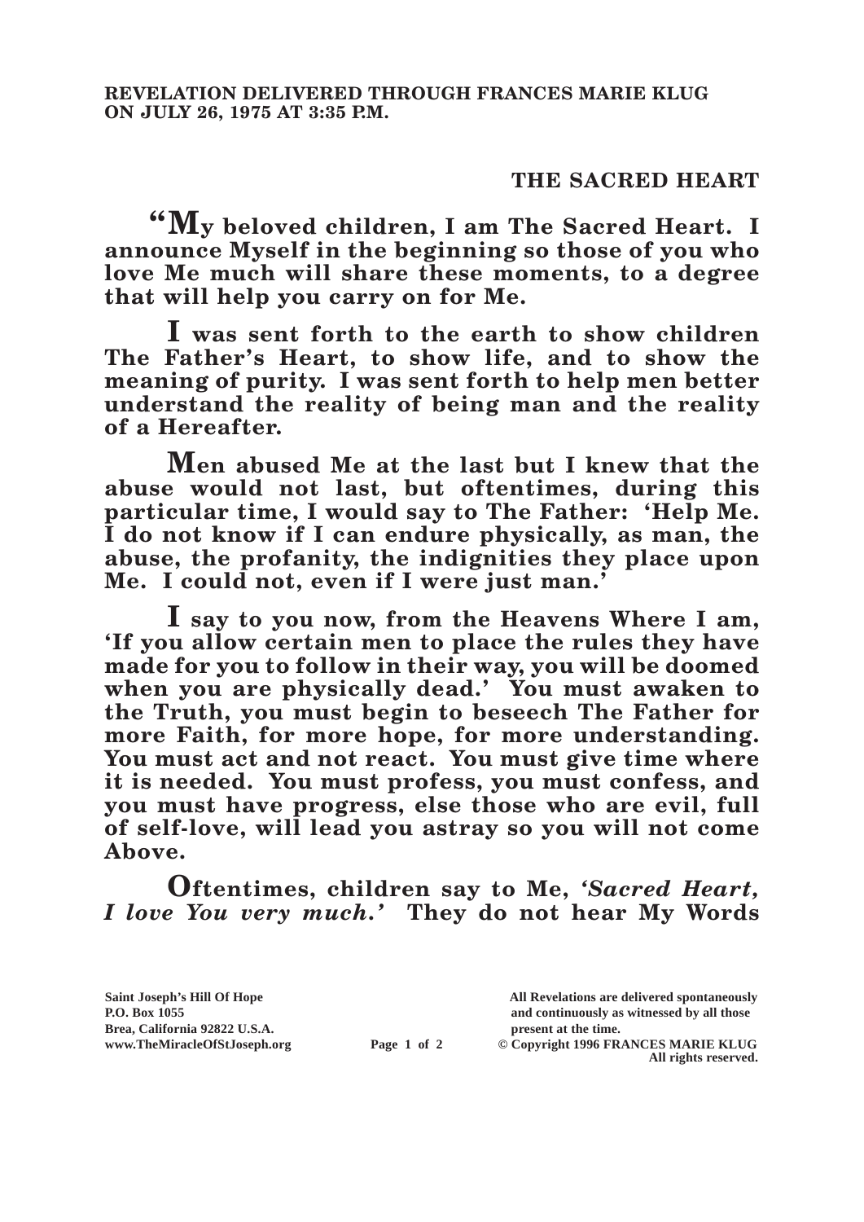**REVELATION DELIVERED THROUGH FRANCES MARIE KLUG ON JULY 26, 1975 AT 3:35 P.M.**

## THE SACRED HEART

**"My beloved children, I am The Sacred Heart. I announce Myself in the beginning so those of you who love Me much will share these moments, to a degree that will help you carry on for Me.**

**I was sent forth to the earth to show children The Father's Heart, to show life, and to show the meaning of purity. I was sent forth to help men better understand the reality of being man and the reality of a Hereafter.**

**Men abused Me at the last but I knew that the abuse would not last, but oftentimes, during this particular time, I would say to The Father: 'Help Me. I do not know if I can endure physically, as man, the abuse, the profanity, the indignities they place upon Me. I could not, even if I were just man.'**

**I say to you now, from the Heavens Where I am, 'If you allow certain men to place the rules they have made for you to follow in their way, you will be doomed when you are physically dead.' You must awaken to the Truth, you must begin to beseech The Father for more Faith, for more hope, for more understanding. You must act and not react. You must give time where it is needed. You must profess, you must confess, and you must have progress, else those who are evil, full of self-love, will lead you astray so you will not come Above.**

**Oftentimes, children say to Me, *'Sacred Heart, I love You very much.'* They do not hear My Words**

Saint Joseph's Hill Of Hope
P.O. Box 1055
Brea, California 92822 U.S.A.
www.TheMiracleOfStJoseph.org

All Revelations are delivered spontaneously and continuously as witnessed by all those present at the time.
© Copyright 1996 FRANCES MARIE KLUG
All rights reserved.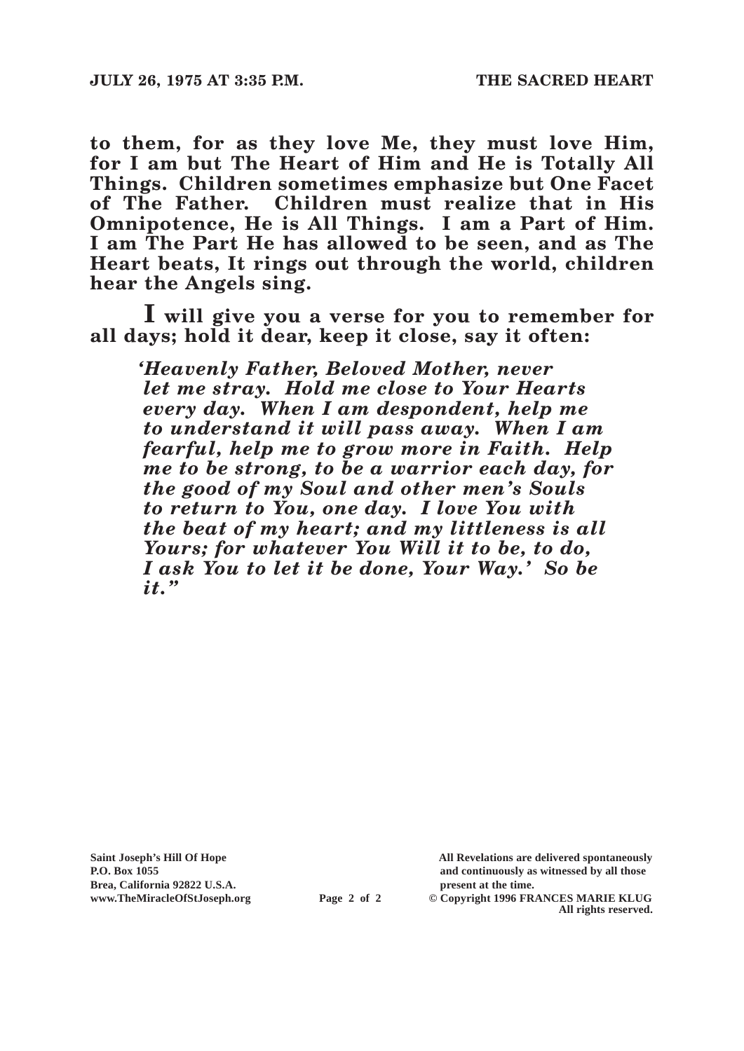**to them, for as they love Me, they must love Him, for I am but The Heart of Him and He is Totally All Things. Children sometimes emphasize but One Facet of The Father. Children must realize that in His Omnipotence, He is All Things. I am a Part of Him. I am The Part He has allowed to be seen, and as The Heart beats, It rings out through the world, children hear the Angels sing.**

**I will give you a verse for you to remember for all days; hold it dear, keep it close, say it often:**

> ***'Heavenly Father, Beloved Mother, never let me stray. Hold me close to Your Hearts every day. When I am despondent, help me to understand it will pass away. When I am fearful, help me to grow more in Faith. Help me to be strong, to be a warrior each day, for the good of my Soul and other men's Souls to return to You, one day. I love You with the beat of my heart; and my littleness is all Yours; for whatever You Will it to be, to do, I ask You to let it be done, Your Way.' So be it."***

**Saint Joseph's Hill Of Hope**
**P.O. Box 1055**
**Brea, California 92822 U.S.A.**
**www.TheMiracleOfStJoseph.org**

**All Revelations are delivered spontaneously and continuously as witnessed by all those present at the time.**
**© Copyright 1996 FRANCES MARIE KLUG**
**All rights reserved.**